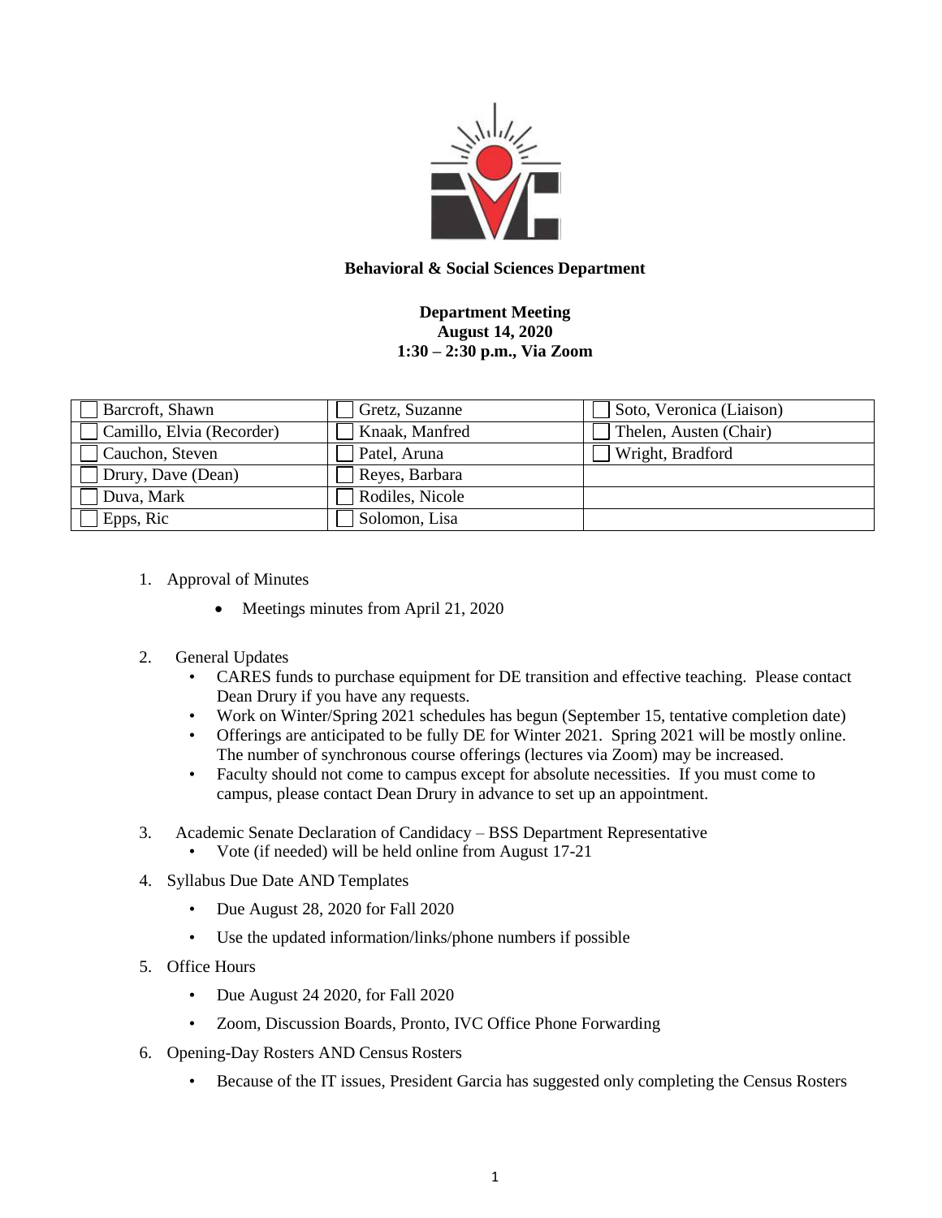**Behavioral & Social Sciences Department**

**Department Meeting**
**August 14, 2020**
**1:30 – 2:30 p.m., Via Zoom**

| | | |
|---|---|---|
| ☐ Barcroft, Shawn | ☐ Gretz, Suzanne | ☐ Soto, Veronica (Liaison) |
| ☐ Camillo, Elvia (Recorder) | ☐ Knaak, Manfred | ☐ Thelen, Austen (Chair) |
| ☐ Cauchon, Steven | ☐ Patel, Aruna | ☐ Wright, Bradford |
| ☐ Drury, Dave (Dean) | ☐ Reyes, Barbara | |
| ☐ Duva, Mark | ☐ Rodiles, Nicole | |
| ☐ Epps, Ric | ☐ Solomon, Lisa | |

1. Approval of Minutes
   - Meetings minutes from April 21, 2020

2. General Updates
   - CARES funds to purchase equipment for DE transition and effective teaching. Please contact Dean Drury if you have any requests.
   - Work on Winter/Spring 2021 schedules has begun (September 15, tentative completion date)
   - Offerings are anticipated to be fully DE for Winter 2021. Spring 2021 will be mostly online. The number of synchronous course offerings (lectures via Zoom) may be increased.
   - Faculty should not come to campus except for absolute necessities. If you must come to campus, please contact Dean Drury in advance to set up an appointment.

3. Academic Senate Declaration of Candidacy – BSS Department Representative
   - Vote (if needed) will be held online from August 17-21

4. Syllabus Due Date AND Templates
   - Due August 28, 2020 for Fall 2020
   - Use the updated information/links/phone numbers if possible

5. Office Hours
   - Due August 24 2020, for Fall 2020
   - Zoom, Discussion Boards, Pronto, IVC Office Phone Forwarding

6. Opening-Day Rosters AND Census Rosters
   - Because of the IT issues, President Garcia has suggested only completing the Census Rosters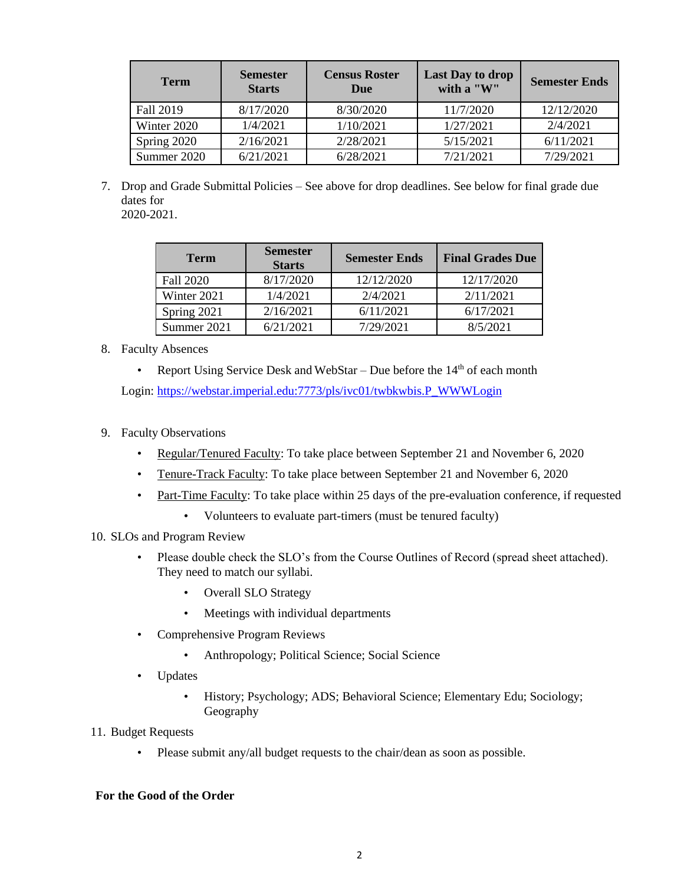| Term | Semester Starts | Census Roster Due | Last Day to drop with a "W" | Semester Ends |
|---|---|---|---|---|
| Fall 2019 | 8/17/2020 | 8/30/2020 | 11/7/2020 | 12/12/2020 |
| Winter 2020 | 1/4/2021 | 1/10/2021 | 1/27/2021 | 2/4/2021 |
| Spring 2020 | 2/16/2021 | 2/28/2021 | 5/15/2021 | 6/11/2021 |
| Summer 2020 | 6/21/2021 | 6/28/2021 | 7/21/2021 | 7/29/2021 |

7. Drop and Grade Submittal Policies – See above for drop deadlines. See below for final grade due dates for 2020-2021.

| Term | Semester Starts | Semester Ends | Final Grades Due |
|---|---|---|---|
| Fall 2020 | 8/17/2020 | 12/12/2020 | 12/17/2020 |
| Winter 2021 | 1/4/2021 | 2/4/2021 | 2/11/2021 |
| Spring 2021 | 2/16/2021 | 6/11/2021 | 6/17/2021 |
| Summer 2021 | 6/21/2021 | 7/29/2021 | 8/5/2021 |

8. Faculty Absences
   - Report Using Service Desk and WebStar – Due before the 14th of each month

   Login: https://webstar.imperial.edu:7773/pls/ivc01/twbkwbis.P_WWWLogin

9. Faculty Observations
   - Regular/Tenured Faculty: To take place between September 21 and November 6, 2020
   - Tenure-Track Faculty: To take place between September 21 and November 6, 2020
   - Part-Time Faculty: To take place within 25 days of the pre-evaluation conference, if requested
     - Volunteers to evaluate part-timers (must be tenured faculty)

10. SLOs and Program Review
    - Please double check the SLO's from the Course Outlines of Record (spread sheet attached). They need to match our syllabi.
      - Overall SLO Strategy
      - Meetings with individual departments
    - Comprehensive Program Reviews
      - Anthropology; Political Science; Social Science
    - Updates
      - History; Psychology; ADS; Behavioral Science; Elementary Edu; Sociology; Geography

11. Budget Requests
    - Please submit any/all budget requests to the chair/dean as soon as possible.

**For the Good of the Order**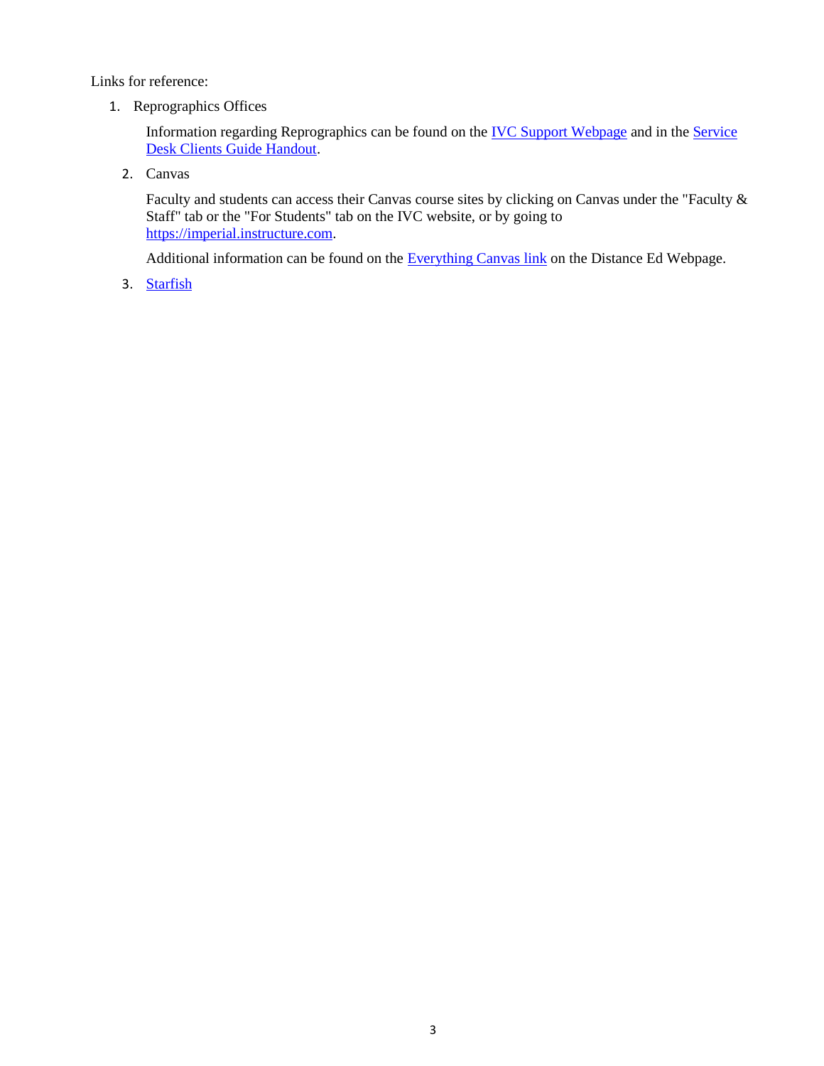Links for reference:

1. Reprographics Offices

   Information regarding Reprographics can be found on the IVC Support Webpage and in the Service Desk Clients Guide Handout.

2. Canvas

   Faculty and students can access their Canvas course sites by clicking on Canvas under the "Faculty & Staff" tab or the "For Students" tab on the IVC website, or by going to https://imperial.instructure.com.

   Additional information can be found on the Everything Canvas link on the Distance Ed Webpage.

3. Starfish